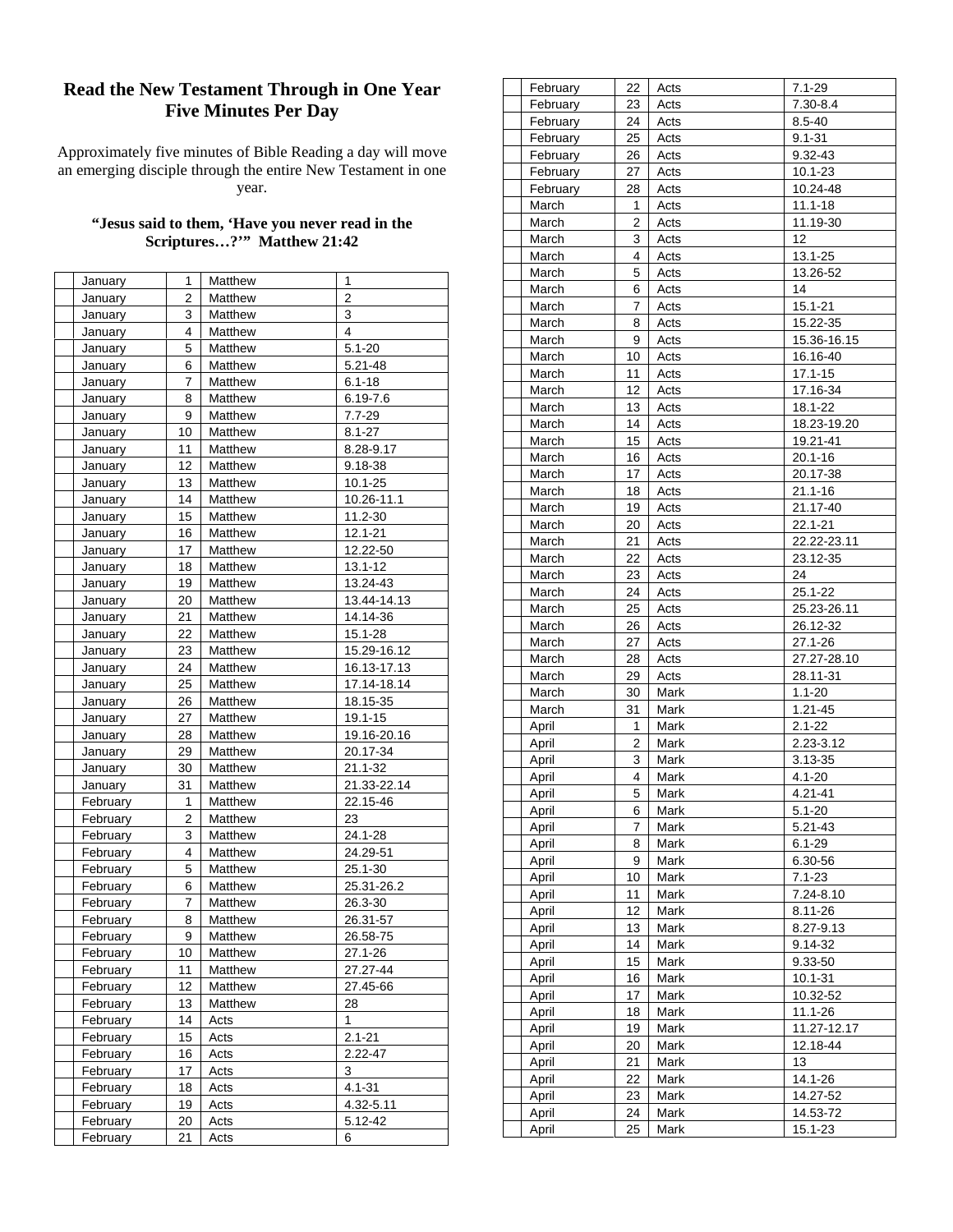# Read the New Testament Through in One Year
# Five Minutes Per Day

Approximately five minutes of Bible Reading a day will move an emerging disciple through the entire New Testament in one year.

**"Jesus said to them, 'Have you never read in the Scriptures…?'" Matthew 21:42**

| | Month | Day | Book | Chapter |
|---|---|---|---|---|
| | January | 1 | Matthew | 1 |
| | January | 2 | Matthew | 2 |
| | January | 3 | Matthew | 3 |
| | January | 4 | Matthew | 4 |
| | January | 5 | Matthew | 5.1-20 |
| | January | 6 | Matthew | 5.21-48 |
| | January | 7 | Matthew | 6.1-18 |
| | January | 8 | Matthew | 6.19-7.6 |
| | January | 9 | Matthew | 7.7-29 |
| | January | 10 | Matthew | 8.1-27 |
| | January | 11 | Matthew | 8.28-9.17 |
| | January | 12 | Matthew | 9.18-38 |
| | January | 13 | Matthew | 10.1-25 |
| | January | 14 | Matthew | 10.26-11.1 |
| | January | 15 | Matthew | 11.2-30 |
| | January | 16 | Matthew | 12.1-21 |
| | January | 17 | Matthew | 12.22-50 |
| | January | 18 | Matthew | 13.1-12 |
| | January | 19 | Matthew | 13.24-43 |
| | January | 20 | Matthew | 13.44-14.13 |
| | January | 21 | Matthew | 14.14-36 |
| | January | 22 | Matthew | 15.1-28 |
| | January | 23 | Matthew | 15.29-16.12 |
| | January | 24 | Matthew | 16.13-17.13 |
| | January | 25 | Matthew | 17.14-18.14 |
| | January | 26 | Matthew | 18.15-35 |
| | January | 27 | Matthew | 19.1-15 |
| | January | 28 | Matthew | 19.16-20.16 |
| | January | 29 | Matthew | 20.17-34 |
| | January | 30 | Matthew | 21.1-32 |
| | January | 31 | Matthew | 21.33-22.14 |
| | February | 1 | Matthew | 22.15-46 |
| | February | 2 | Matthew | 23 |
| | February | 3 | Matthew | 24.1-28 |
| | February | 4 | Matthew | 24.29-51 |
| | February | 5 | Matthew | 25.1-30 |
| | February | 6 | Matthew | 25.31-26.2 |
| | February | 7 | Matthew | 26.3-30 |
| | February | 8 | Matthew | 26.31-57 |
| | February | 9 | Matthew | 26.58-75 |
| | February | 10 | Matthew | 27.1-26 |
| | February | 11 | Matthew | 27.27-44 |
| | February | 12 | Matthew | 27.45-66 |
| | February | 13 | Matthew | 28 |
| | February | 14 | Acts | 1 |
| | February | 15 | Acts | 2.1-21 |
| | February | 16 | Acts | 2.22-47 |
| | February | 17 | Acts | 3 |
| | February | 18 | Acts | 4.1-31 |
| | February | 19 | Acts | 4.32-5.11 |
| | February | 20 | Acts | 5.12-42 |
| | February | 21 | Acts | 6 |
| | February | 22 | Acts | 7.1-29 |
| | February | 23 | Acts | 7.30-8.4 |
| | February | 24 | Acts | 8.5-40 |
| | February | 25 | Acts | 9.1-31 |
| | February | 26 | Acts | 9.32-43 |
| | February | 27 | Acts | 10.1-23 |
| | February | 28 | Acts | 10.24-48 |
| | March | 1 | Acts | 11.1-18 |
| | March | 2 | Acts | 11.19-30 |
| | March | 3 | Acts | 12 |
| | March | 4 | Acts | 13.1-25 |
| | March | 5 | Acts | 13.26-52 |
| | March | 6 | Acts | 14 |
| | March | 7 | Acts | 15.1-21 |
| | March | 8 | Acts | 15.22-35 |
| | March | 9 | Acts | 15.36-16.15 |
| | March | 10 | Acts | 16.16-40 |
| | March | 11 | Acts | 17.1-15 |
| | March | 12 | Acts | 17.16-34 |
| | March | 13 | Acts | 18.1-22 |
| | March | 14 | Acts | 18.23-19.20 |
| | March | 15 | Acts | 19.21-41 |
| | March | 16 | Acts | 20.1-16 |
| | March | 17 | Acts | 20.17-38 |
| | March | 18 | Acts | 21.1-16 |
| | March | 19 | Acts | 21.17-40 |
| | March | 20 | Acts | 22.1-21 |
| | March | 21 | Acts | 22.22-23.11 |
| | March | 22 | Acts | 23.12-35 |
| | March | 23 | Acts | 24 |
| | March | 24 | Acts | 25.1-22 |
| | March | 25 | Acts | 25.23-26.11 |
| | March | 26 | Acts | 26.12-32 |
| | March | 27 | Acts | 27.1-26 |
| | March | 28 | Acts | 27.27-28.10 |
| | March | 29 | Acts | 28.11-31 |
| | March | 30 | Mark | 1.1-20 |
| | March | 31 | Mark | 1.21-45 |
| | April | 1 | Mark | 2.1-22 |
| | April | 2 | Mark | 2.23-3.12 |
| | April | 3 | Mark | 3.13-35 |
| | April | 4 | Mark | 4.1-20 |
| | April | 5 | Mark | 4.21-41 |
| | April | 6 | Mark | 5.1-20 |
| | April | 7 | Mark | 5.21-43 |
| | April | 8 | Mark | 6.1-29 |
| | April | 9 | Mark | 6.30-56 |
| | April | 10 | Mark | 7.1-23 |
| | April | 11 | Mark | 7.24-8.10 |
| | April | 12 | Mark | 8.11-26 |
| | April | 13 | Mark | 8.27-9.13 |
| | April | 14 | Mark | 9.14-32 |
| | April | 15 | Mark | 9.33-50 |
| | April | 16 | Mark | 10.1-31 |
| | April | 17 | Mark | 10.32-52 |
| | April | 18 | Mark | 11.1-26 |
| | April | 19 | Mark | 11.27-12.17 |
| | April | 20 | Mark | 12.18-44 |
| | April | 21 | Mark | 13 |
| | April | 22 | Mark | 14.1-26 |
| | April | 23 | Mark | 14.27-52 |
| | April | 24 | Mark | 14.53-72 |
| | April | 25 | Mark | 15.1-23 |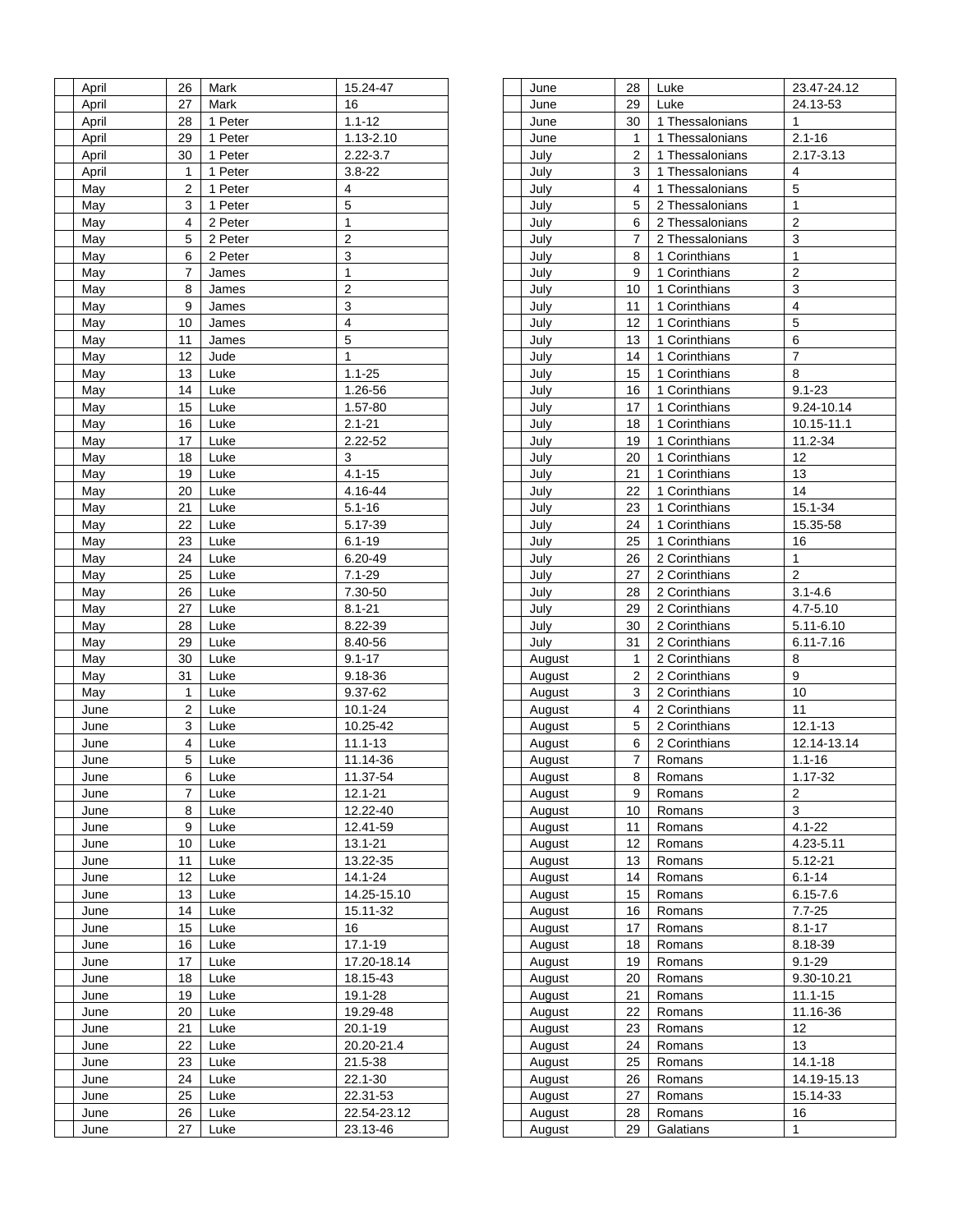| | Month | Day | Book | Chapter |
|---|---|---|---|---|
| | April | 26 | Mark | 15.24-47 |
| | April | 27 | Mark | 16 |
| | April | 28 | 1 Peter | 1.1-12 |
| | April | 29 | 1 Peter | 1.13-2.10 |
| | April | 30 | 1 Peter | 2.22-3.7 |
| | April | 1 | 1 Peter | 3.8-22 |
| | May | 2 | 1 Peter | 4 |
| | May | 3 | 1 Peter | 5 |
| | May | 4 | 2 Peter | 1 |
| | May | 5 | 2 Peter | 2 |
| | May | 6 | 2 Peter | 3 |
| | May | 7 | James | 1 |
| | May | 8 | James | 2 |
| | May | 9 | James | 3 |
| | May | 10 | James | 4 |
| | May | 11 | James | 5 |
| | May | 12 | Jude | 1 |
| | May | 13 | Luke | 1.1-25 |
| | May | 14 | Luke | 1.26-56 |
| | May | 15 | Luke | 1.57-80 |
| | May | 16 | Luke | 2.1-21 |
| | May | 17 | Luke | 2.22-52 |
| | May | 18 | Luke | 3 |
| | May | 19 | Luke | 4.1-15 |
| | May | 20 | Luke | 4.16-44 |
| | May | 21 | Luke | 5.1-16 |
| | May | 22 | Luke | 5.17-39 |
| | May | 23 | Luke | 6.1-19 |
| | May | 24 | Luke | 6.20-49 |
| | May | 25 | Luke | 7.1-29 |
| | May | 26 | Luke | 7.30-50 |
| | May | 27 | Luke | 8.1-21 |
| | May | 28 | Luke | 8.22-39 |
| | May | 29 | Luke | 8.40-56 |
| | May | 30 | Luke | 9.1-17 |
| | May | 31 | Luke | 9.18-36 |
| | May | 1 | Luke | 9.37-62 |
| | June | 2 | Luke | 10.1-24 |
| | June | 3 | Luke | 10.25-42 |
| | June | 4 | Luke | 11.1-13 |
| | June | 5 | Luke | 11.14-36 |
| | June | 6 | Luke | 11.37-54 |
| | June | 7 | Luke | 12.1-21 |
| | June | 8 | Luke | 12.22-40 |
| | June | 9 | Luke | 12.41-59 |
| | June | 10 | Luke | 13.1-21 |
| | June | 11 | Luke | 13.22-35 |
| | June | 12 | Luke | 14.1-24 |
| | June | 13 | Luke | 14.25-15.10 |
| | June | 14 | Luke | 15.11-32 |
| | June | 15 | Luke | 16 |
| | June | 16 | Luke | 17.1-19 |
| | June | 17 | Luke | 17.20-18.14 |
| | June | 18 | Luke | 18.15-43 |
| | June | 19 | Luke | 19.1-28 |
| | June | 20 | Luke | 19.29-48 |
| | June | 21 | Luke | 20.1-19 |
| | June | 22 | Luke | 20.20-21.4 |
| | June | 23 | Luke | 21.5-38 |
| | June | 24 | Luke | 22.1-30 |
| | June | 25 | Luke | 22.31-53 |
| | June | 26 | Luke | 22.54-23.12 |
| | June | 27 | Luke | 23.13-46 |
| | June | 28 | Luke | 23.47-24.12 |
| | June | 29 | Luke | 24.13-53 |
| | June | 30 | 1 Thessalonians | 1 |
| | June | 1 | 1 Thessalonians | 2.1-16 |
| | July | 2 | 1 Thessalonians | 2.17-3.13 |
| | July | 3 | 1 Thessalonians | 4 |
| | July | 4 | 1 Thessalonians | 5 |
| | July | 5 | 2 Thessalonians | 1 |
| | July | 6 | 2 Thessalonians | 2 |
| | July | 7 | 2 Thessalonians | 3 |
| | July | 8 | 1 Corinthians | 1 |
| | July | 9 | 1 Corinthians | 2 |
| | July | 10 | 1 Corinthians | 3 |
| | July | 11 | 1 Corinthians | 4 |
| | July | 12 | 1 Corinthians | 5 |
| | July | 13 | 1 Corinthians | 6 |
| | July | 14 | 1 Corinthians | 7 |
| | July | 15 | 1 Corinthians | 8 |
| | July | 16 | 1 Corinthians | 9.1-23 |
| | July | 17 | 1 Corinthians | 9.24-10.14 |
| | July | 18 | 1 Corinthians | 10.15-11.1 |
| | July | 19 | 1 Corinthians | 11.2-34 |
| | July | 20 | 1 Corinthians | 12 |
| | July | 21 | 1 Corinthians | 13 |
| | July | 22 | 1 Corinthians | 14 |
| | July | 23 | 1 Corinthians | 15.1-34 |
| | July | 24 | 1 Corinthians | 15.35-58 |
| | July | 25 | 1 Corinthians | 16 |
| | July | 26 | 2 Corinthians | 1 |
| | July | 27 | 2 Corinthians | 2 |
| | July | 28 | 2 Corinthians | 3.1-4.6 |
| | July | 29 | 2 Corinthians | 4.7-5.10 |
| | July | 30 | 2 Corinthians | 5.11-6.10 |
| | July | 31 | 2 Corinthians | 6.11-7.16 |
| | August | 1 | 2 Corinthians | 8 |
| | August | 2 | 2 Corinthians | 9 |
| | August | 3 | 2 Corinthians | 10 |
| | August | 4 | 2 Corinthians | 11 |
| | August | 5 | 2 Corinthians | 12.1-13 |
| | August | 6 | 2 Corinthians | 12.14-13.14 |
| | August | 7 | Romans | 1.1-16 |
| | August | 8 | Romans | 1.17-32 |
| | August | 9 | Romans | 2 |
| | August | 10 | Romans | 3 |
| | August | 11 | Romans | 4.1-22 |
| | August | 12 | Romans | 4.23-5.11 |
| | August | 13 | Romans | 5.12-21 |
| | August | 14 | Romans | 6.1-14 |
| | August | 15 | Romans | 6.15-7.6 |
| | August | 16 | Romans | 7.7-25 |
| | August | 17 | Romans | 8.1-17 |
| | August | 18 | Romans | 8.18-39 |
| | August | 19 | Romans | 9.1-29 |
| | August | 20 | Romans | 9.30-10.21 |
| | August | 21 | Romans | 11.1-15 |
| | August | 22 | Romans | 11.16-36 |
| | August | 23 | Romans | 12 |
| | August | 24 | Romans | 13 |
| | August | 25 | Romans | 14.1-18 |
| | August | 26 | Romans | 14.19-15.13 |
| | August | 27 | Romans | 15.14-33 |
| | August | 28 | Romans | 16 |
| | August | 29 | Galatians | 1 |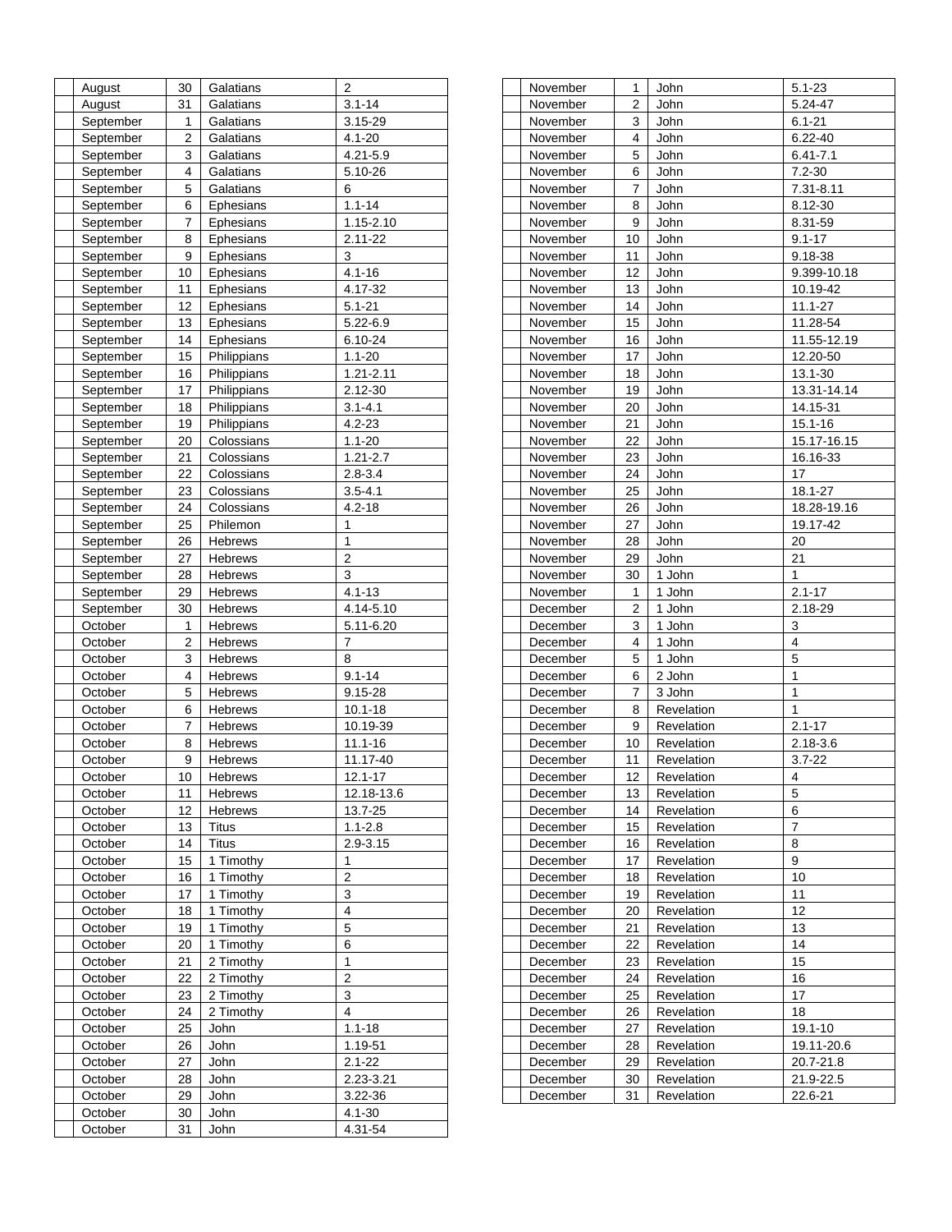| | | | | |
|---|---|---|---|---|
| | August | 30 | Galatians | 2 |
| | August | 31 | Galatians | 3.1-14 |
| | September | 1 | Galatians | 3.15-29 |
| | September | 2 | Galatians | 4.1-20 |
| | September | 3 | Galatians | 4.21-5.9 |
| | September | 4 | Galatians | 5.10-26 |
| | September | 5 | Galatians | 6 |
| | September | 6 | Ephesians | 1.1-14 |
| | September | 7 | Ephesians | 1.15-2.10 |
| | September | 8 | Ephesians | 2.11-22 |
| | September | 9 | Ephesians | 3 |
| | September | 10 | Ephesians | 4.1-16 |
| | September | 11 | Ephesians | 4.17-32 |
| | September | 12 | Ephesians | 5.1-21 |
| | September | 13 | Ephesians | 5.22-6.9 |
| | September | 14 | Ephesians | 6.10-24 |
| | September | 15 | Philippians | 1.1-20 |
| | September | 16 | Philippians | 1.21-2.11 |
| | September | 17 | Philippians | 2.12-30 |
| | September | 18 | Philippians | 3.1-4.1 |
| | September | 19 | Philippians | 4.2-23 |
| | September | 20 | Colossians | 1.1-20 |
| | September | 21 | Colossians | 1.21-2.7 |
| | September | 22 | Colossians | 2.8-3.4 |
| | September | 23 | Colossians | 3.5-4.1 |
| | September | 24 | Colossians | 4.2-18 |
| | September | 25 | Philemon | 1 |
| | September | 26 | Hebrews | 1 |
| | September | 27 | Hebrews | 2 |
| | September | 28 | Hebrews | 3 |
| | September | 29 | Hebrews | 4.1-13 |
| | September | 30 | Hebrews | 4.14-5.10 |
| | October | 1 | Hebrews | 5.11-6.20 |
| | October | 2 | Hebrews | 7 |
| | October | 3 | Hebrews | 8 |
| | October | 4 | Hebrews | 9.1-14 |
| | October | 5 | Hebrews | 9.15-28 |
| | October | 6 | Hebrews | 10.1-18 |
| | October | 7 | Hebrews | 10.19-39 |
| | October | 8 | Hebrews | 11.1-16 |
| | October | 9 | Hebrews | 11.17-40 |
| | October | 10 | Hebrews | 12.1-17 |
| | October | 11 | Hebrews | 12.18-13.6 |
| | October | 12 | Hebrews | 13.7-25 |
| | October | 13 | Titus | 1.1-2.8 |
| | October | 14 | Titus | 2.9-3.15 |
| | October | 15 | 1 Timothy | 1 |
| | October | 16 | 1 Timothy | 2 |
| | October | 17 | 1 Timothy | 3 |
| | October | 18 | 1 Timothy | 4 |
| | October | 19 | 1 Timothy | 5 |
| | October | 20 | 1 Timothy | 6 |
| | October | 21 | 2 Timothy | 1 |
| | October | 22 | 2 Timothy | 2 |
| | October | 23 | 2 Timothy | 3 |
| | October | 24 | 2 Timothy | 4 |
| | October | 25 | John | 1.1-18 |
| | October | 26 | John | 1.19-51 |
| | October | 27 | John | 2.1-22 |
| | October | 28 | John | 2.23-3.21 |
| | October | 29 | John | 3.22-36 |
| | October | 30 | John | 4.1-30 |
| | October | 31 | John | 4.31-54 |

| | | | | |
|---|---|---|---|---|
| | November | 1 | John | 5.1-23 |
| | November | 2 | John | 5.24-47 |
| | November | 3 | John | 6.1-21 |
| | November | 4 | John | 6.22-40 |
| | November | 5 | John | 6.41-7.1 |
| | November | 6 | John | 7.2-30 |
| | November | 7 | John | 7.31-8.11 |
| | November | 8 | John | 8.12-30 |
| | November | 9 | John | 8.31-59 |
| | November | 10 | John | 9.1-17 |
| | November | 11 | John | 9.18-38 |
| | November | 12 | John | 9.399-10.18 |
| | November | 13 | John | 10.19-42 |
| | November | 14 | John | 11.1-27 |
| | November | 15 | John | 11.28-54 |
| | November | 16 | John | 11.55-12.19 |
| | November | 17 | John | 12.20-50 |
| | November | 18 | John | 13.1-30 |
| | November | 19 | John | 13.31-14.14 |
| | November | 20 | John | 14.15-31 |
| | November | 21 | John | 15.1-16 |
| | November | 22 | John | 15.17-16.15 |
| | November | 23 | John | 16.16-33 |
| | November | 24 | John | 17 |
| | November | 25 | John | 18.1-27 |
| | November | 26 | John | 18.28-19.16 |
| | November | 27 | John | 19.17-42 |
| | November | 28 | John | 20 |
| | November | 29 | John | 21 |
| | November | 30 | 1 John | 1 |
| | November | 1 | 1 John | 2.1-17 |
| | December | 2 | 1 John | 2.18-29 |
| | December | 3 | 1 John | 3 |
| | December | 4 | 1 John | 4 |
| | December | 5 | 1 John | 5 |
| | December | 6 | 2 John | 1 |
| | December | 7 | 3 John | 1 |
| | December | 8 | Revelation | 1 |
| | December | 9 | Revelation | 2.1-17 |
| | December | 10 | Revelation | 2.18-3.6 |
| | December | 11 | Revelation | 3.7-22 |
| | December | 12 | Revelation | 4 |
| | December | 13 | Revelation | 5 |
| | December | 14 | Revelation | 6 |
| | December | 15 | Revelation | 7 |
| | December | 16 | Revelation | 8 |
| | December | 17 | Revelation | 9 |
| | December | 18 | Revelation | 10 |
| | December | 19 | Revelation | 11 |
| | December | 20 | Revelation | 12 |
| | December | 21 | Revelation | 13 |
| | December | 22 | Revelation | 14 |
| | December | 23 | Revelation | 15 |
| | December | 24 | Revelation | 16 |
| | December | 25 | Revelation | 17 |
| | December | 26 | Revelation | 18 |
| | December | 27 | Revelation | 19.1-10 |
| | December | 28 | Revelation | 19.11-20.6 |
| | December | 29 | Revelation | 20.7-21.8 |
| | December | 30 | Revelation | 21.9-22.5 |
| | December | 31 | Revelation | 22.6-21 |